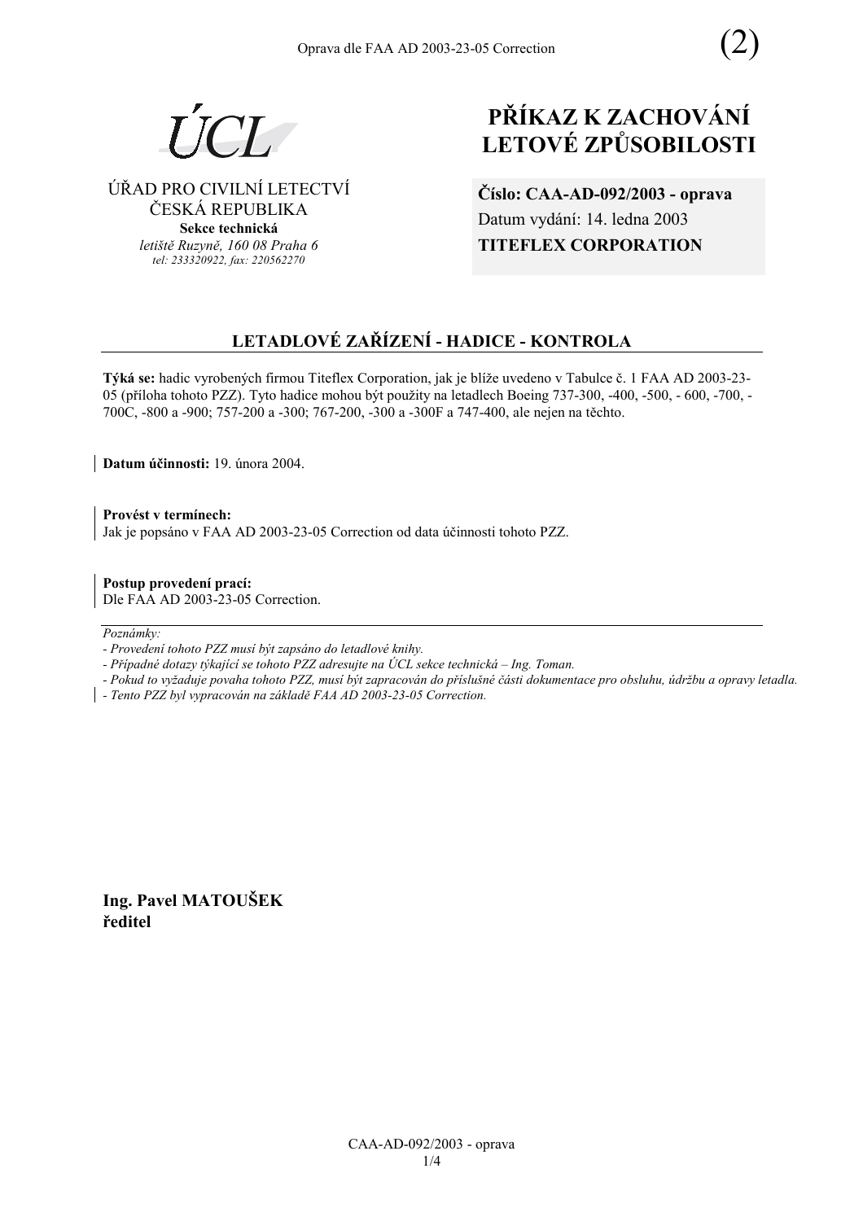Oprava dle FAA AD 2003-23-05 Correction (2)

ÚCL

ÚŘAD PRO CIVILNÍ LETECTVÍ
ČESKÁ REPUBLIKA
**Sekce technická**
*letiště Ruzyně, 160 08 Praha 6*
*tel: 233320922, fax: 220562270*

# PŘÍKAZ K ZACHOVÁNÍ LETOVÉ ZPŮSOBILOSTI

**Číslo: CAA-AD-092/2003 - oprava**
Datum vydání: 14. ledna 2003
**TITEFLEX CORPORATION**

## LETADLOVÉ ZAŘÍZENÍ - HADICE - KONTROLA

**Týká se:** hadic vyrobených firmou Titeflex Corporation, jak je blíže uvedeno v Tabulce č. 1 FAA AD 2003-23-05 (příloha tohoto PZZ). Tyto hadice mohou být použity na letadlech Boeing 737-300, -400, -500, - 600, -700, -700C, -800 a -900; 757-200 a -300; 767-200, -300 a -300F a 747-400, ale nejen na těchto.

**Datum účinnosti:** 19. února 2004.

**Provést v termínech:**
Jak je popsáno v FAA AD 2003-23-05 Correction od data účinnosti tohoto PZZ.

**Postup provedení prací:**
Dle FAA AD 2003-23-05 Correction.

*Poznámky:*
*- Provedení tohoto PZZ musí být zapsáno do letadlové knihy.*
*- Případné dotazy týkající se tohoto PZZ adresujte na ÚCL sekce technická – Ing. Toman.*
*- Pokud to vyžaduje povaha tohoto PZZ, musí být zapracován do příslušné části dokumentace pro obsluhu, údržbu a opravy letadla.*
*- Tento PZZ byl vypracován na základě FAA AD 2003-23-05 Correction.*

**Ing. Pavel MATOUŠEK**
**ředitel**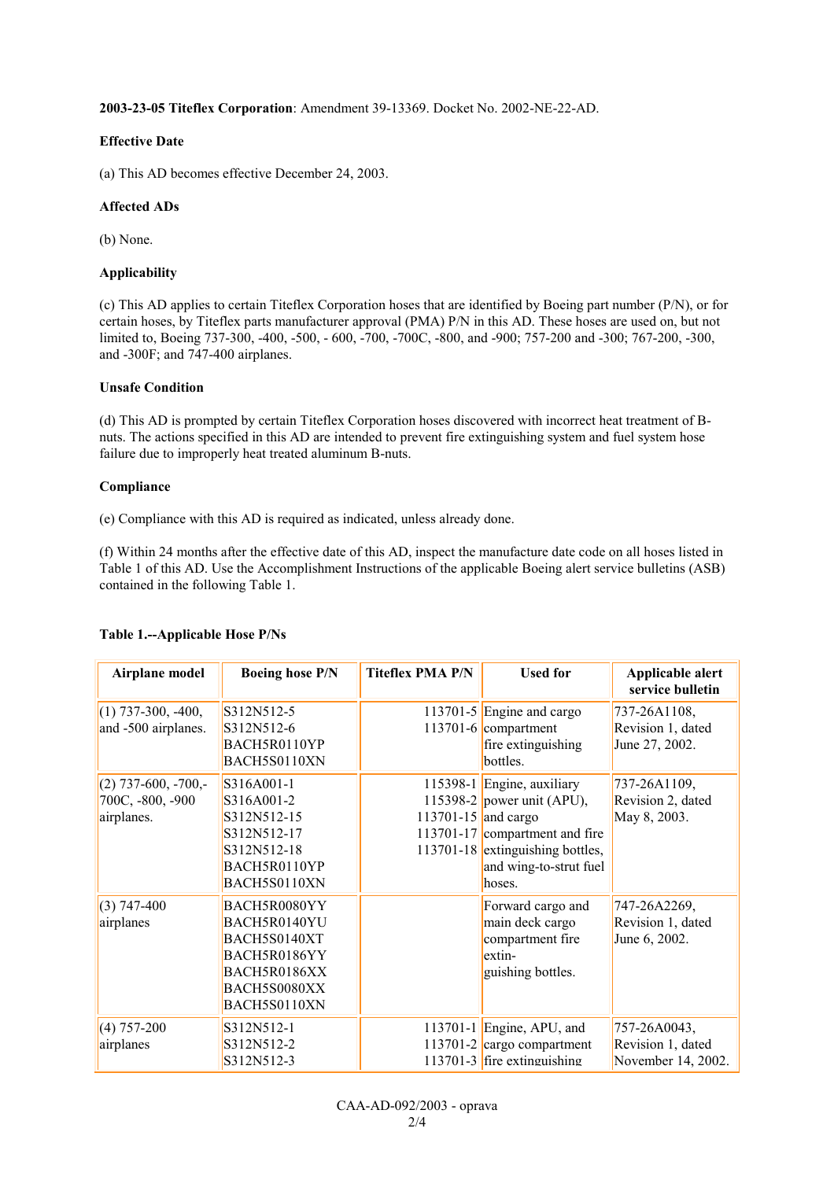**2003-23-05 Titeflex Corporation**: Amendment 39-13369. Docket No. 2002-NE-22-AD.

**Effective Date**

(a) This AD becomes effective December 24, 2003.

**Affected ADs**

(b) None.

**Applicability**

(c) This AD applies to certain Titeflex Corporation hoses that are identified by Boeing part number (P/N), or for certain hoses, by Titeflex parts manufacturer approval (PMA) P/N in this AD. These hoses are used on, but not limited to, Boeing 737-300, -400, -500, - 600, -700, -700C, -800, and -900; 757-200 and -300; 767-200, -300, and -300F; and 747-400 airplanes.

**Unsafe Condition**

(d) This AD is prompted by certain Titeflex Corporation hoses discovered with incorrect heat treatment of B-nuts. The actions specified in this AD are intended to prevent fire extinguishing system and fuel system hose failure due to improperly heat treated aluminum B-nuts.

**Compliance**

(e) Compliance with this AD is required as indicated, unless already done.

(f) Within 24 months after the effective date of this AD, inspect the manufacture date code on all hoses listed in Table 1 of this AD. Use the Accomplishment Instructions of the applicable Boeing alert service bulletins (ASB) contained in the following Table 1.

**Table 1.--Applicable Hose P/Ns**

| Airplane model | Boeing hose P/N | Titeflex PMA P/N | Used for | Applicable alert service bulletin |
|---|---|---|---|---|
| (1) 737-300, -400, and -500 airplanes. | S312N512-5<br>S312N512-6<br>BACH5R0110YP<br>BACH5S0110XN | 113701-5<br>113701-6 | Engine and cargo compartment fire extinguishing bottles. | 737-26A1108, Revision 1, dated June 27, 2002. |
| (2) 737-600, -700,-700C, -800, -900 airplanes. | S316A001-1<br>S316A001-2<br>S312N512-15<br>S312N512-17<br>S312N512-18<br>BACH5R0110YP<br>BACH5S0110XN | 115398-1<br>115398-2<br>113701-15<br>113701-17<br>113701-18 | Engine, auxiliary power unit (APU), and cargo compartment and fire extinguishing bottles, and wing-to-strut fuel hoses. | 737-26A1109, Revision 2, dated May 8, 2003. |
| (3) 747-400 airplanes | BACH5R0080YY<br>BACH5R0140YU<br>BACH5S0140XT<br>BACH5R0186YY<br>BACH5R0186XX<br>BACH5S0080XX<br>BACH5S0110XN | | Forward cargo and main deck cargo compartment fire extin-<br>guishing bottles. | 747-26A2269, Revision 1, dated June 6, 2002. |
| (4) 757-200 airplanes | S312N512-1<br>S312N512-2<br>S312N512-3 | 113701-1<br>113701-2<br>113701-3 | Engine, APU, and cargo compartment fire extinguishing | 757-26A0043, Revision 1, dated November 14, 2002. |

CAA-AD-092/2003 - oprava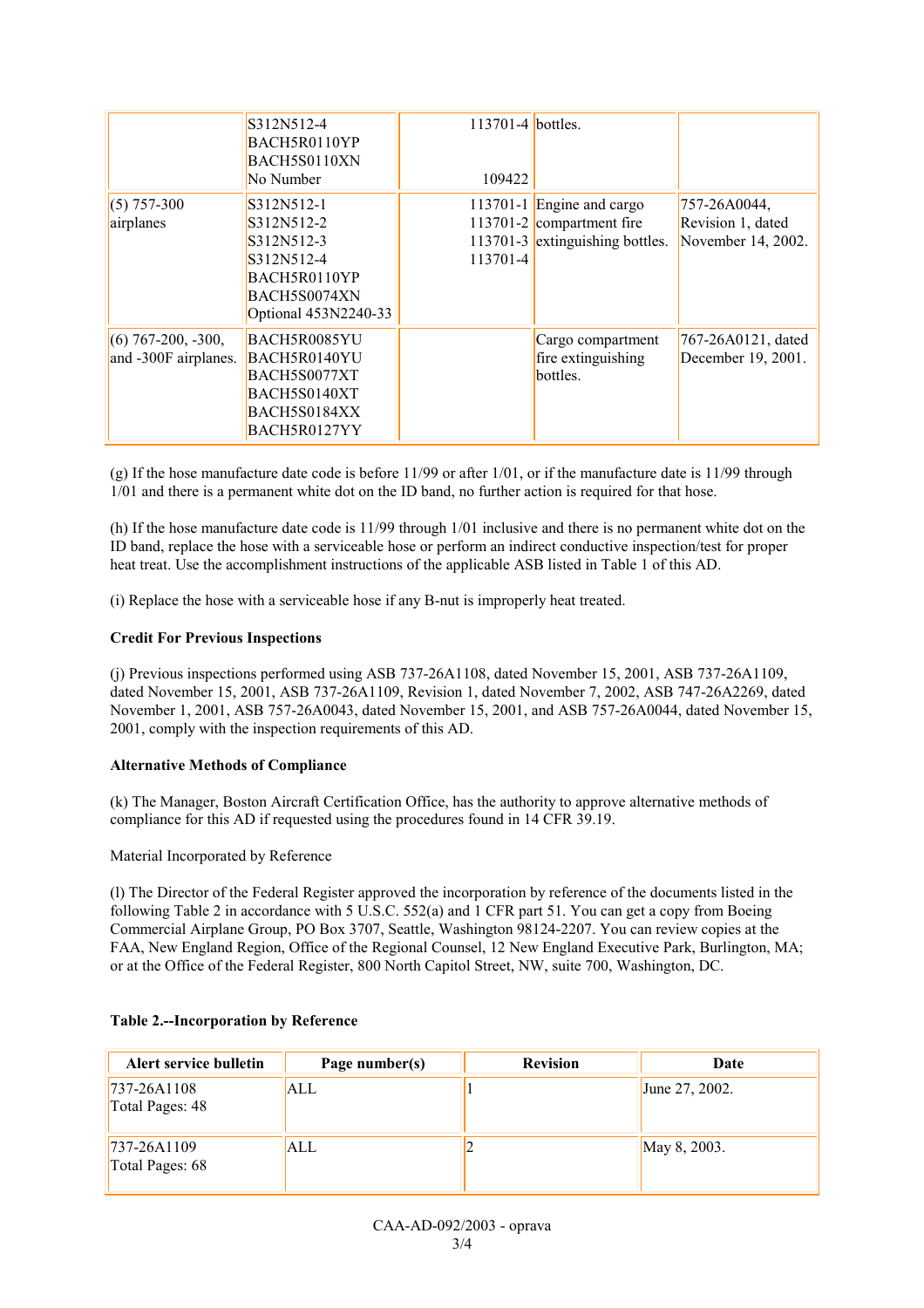|  | S312N512-4<br>BACH5R0110YP<br>BACH5S0110XN<br>No Number | 113701-4<br><br><br>109422 | bottles. |  |
| --- | --- | --- | --- | --- |
| (5) 757-300 airplanes | S312N512-1<br>S312N512-2<br>S312N512-3<br>S312N512-4<br>BACH5R0110YP<br>BACH5S0074XN<br>Optional 453N2240-33 | 113701-1<br>113701-2<br>113701-3<br>113701-4 | Engine and cargo compartment fire extinguishing bottles. | 757-26A0044, Revision 1, dated November 14, 2002. |
| (6) 767-200, -300, and -300F airplanes. | BACH5R0085YU<br>BACH5R0140YU<br>BACH5S0077XT<br>BACH5S0140XT<br>BACH5S0184XX<br>BACH5R0127YY |  | Cargo compartment fire extinguishing bottles. | 767-26A0121, dated December 19, 2001. |

(g) If the hose manufacture date code is before 11/99 or after 1/01, or if the manufacture date is 11/99 through 1/01 and there is a permanent white dot on the ID band, no further action is required for that hose.

(h) If the hose manufacture date code is 11/99 through 1/01 inclusive and there is no permanent white dot on the ID band, replace the hose with a serviceable hose or perform an indirect conductive inspection/test for proper heat treat. Use the accomplishment instructions of the applicable ASB listed in Table 1 of this AD.

(i) Replace the hose with a serviceable hose if any B-nut is improperly heat treated.

**Credit For Previous Inspections**

(j) Previous inspections performed using ASB 737-26A1108, dated November 15, 2001, ASB 737-26A1109, dated November 15, 2001, ASB 737-26A1109, Revision 1, dated November 7, 2002, ASB 747-26A2269, dated November 1, 2001, ASB 757-26A0043, dated November 15, 2001, and ASB 757-26A0044, dated November 15, 2001, comply with the inspection requirements of this AD.

**Alternative Methods of Compliance**

(k) The Manager, Boston Aircraft Certification Office, has the authority to approve alternative methods of compliance for this AD if requested using the procedures found in 14 CFR 39.19.

Material Incorporated by Reference

(l) The Director of the Federal Register approved the incorporation by reference of the documents listed in the following Table 2 in accordance with 5 U.S.C. 552(a) and 1 CFR part 51. You can get a copy from Boeing Commercial Airplane Group, PO Box 3707, Seattle, Washington 98124-2207. You can review copies at the FAA, New England Region, Office of the Regional Counsel, 12 New England Executive Park, Burlington, MA; or at the Office of the Federal Register, 800 North Capitol Street, NW, suite 700, Washington, DC.

**Table 2.--Incorporation by Reference**

| Alert service bulletin | Page number(s) | Revision | Date |
| --- | --- | --- | --- |
| 737-26A1108<br>Total Pages: 48 | ALL | 1 | June 27, 2002. |
| 737-26A1109<br>Total Pages: 68 | ALL | 2 | May 8, 2003. |

CAA-AD-092/2003 - oprava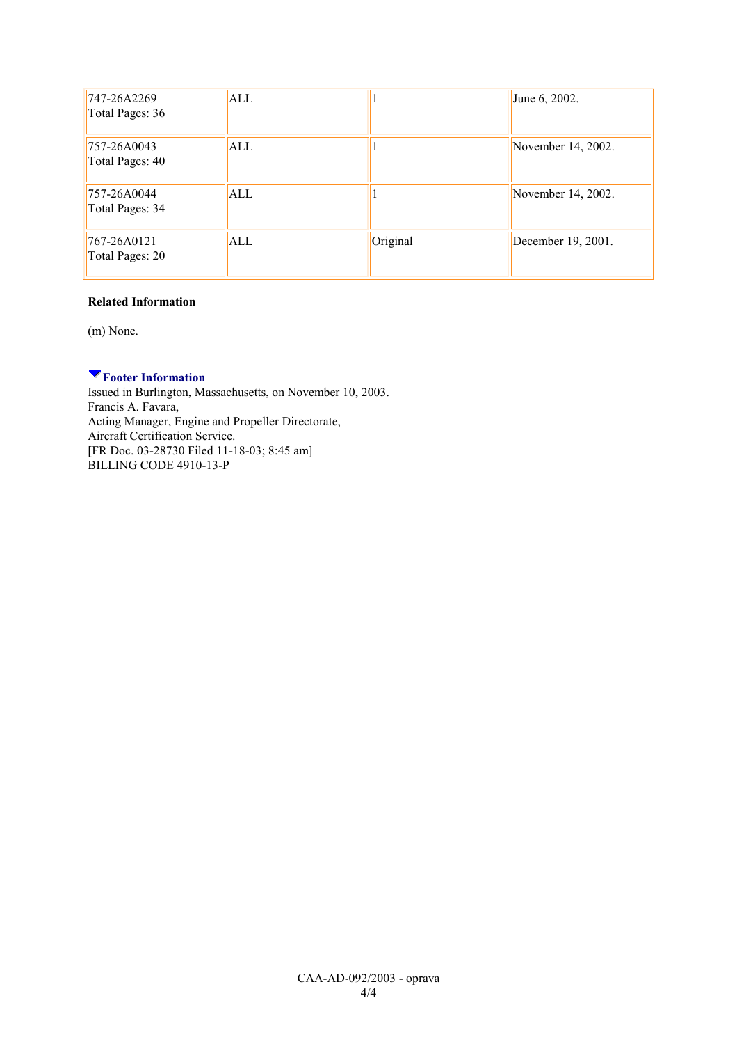| | | | |
|---|---|---|---|
| 747-26A2269<br>Total Pages: 36 | ALL | 1 | June 6, 2002. |
| 757-26A0043<br>Total Pages: 40 | ALL | 1 | November 14, 2002. |
| 757-26A0044<br>Total Pages: 34 | ALL | 1 | November 14, 2002. |
| 767-26A0121<br>Total Pages: 20 | ALL | Original | December 19, 2001. |

**Related Information**

(m) None.

**Footer Information**

Issued in Burlington, Massachusetts, on November 10, 2003.
Francis A. Favara,
Acting Manager, Engine and Propeller Directorate,
Aircraft Certification Service.
[FR Doc. 03-28730 Filed 11-18-03; 8:45 am]
BILLING CODE 4910-13-P